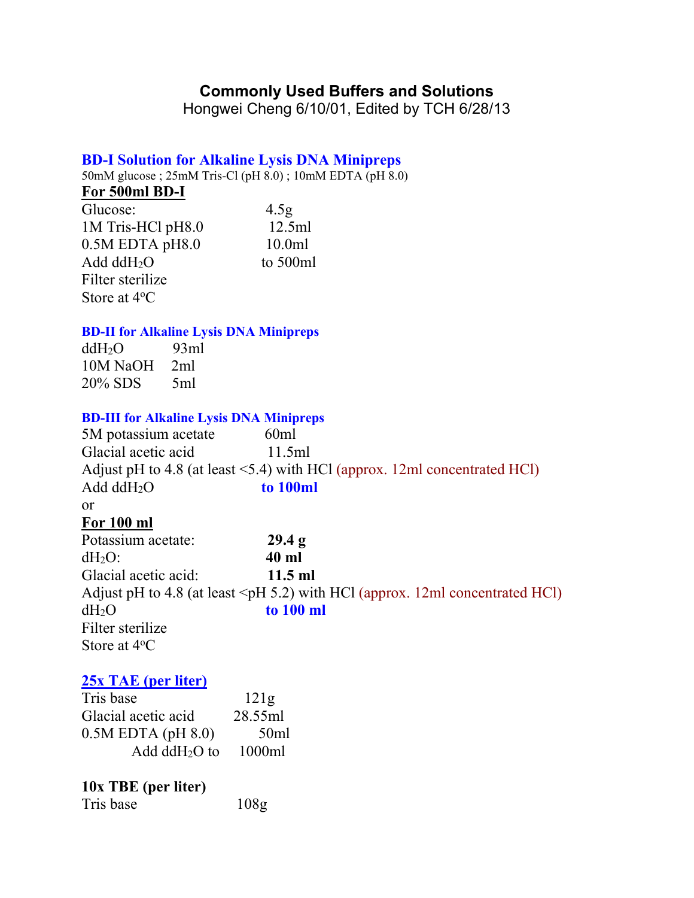# Commonly Used Buffers and Solutions

Hongwei Cheng 6/10/01, Edited by TCH 6/28/13

## BD-I Solution for Alkaline Lysis DNA Minipreps

50mM glucose ; 25mM Tris-Cl (pH 8.0) ; 10mM EDTA (pH 8.0)

**For 500ml BD-I**

| | |
|---|---|
| Glucose: | 4.5g |
| 1M Tris-HCl pH8.0 | 12.5ml |
| 0.5M EDTA pH8.0 | 10.0ml |
| Add $ddH_2O$ | to 500ml |

Filter sterilize

Store at 4°C

## BD-II for Alkaline Lysis DNA Minipreps

| | |
|---|---|
| $ddH_2O$ | 93ml |
| 10M NaOH | 2ml |
| 20% SDS | 5ml |

## BD-III for Alkaline Lysis DNA Minipreps

| | |
|---|---|
| 5M potassium acetate | 60ml |
| Glacial acetic acid | 11.5ml |

Adjust pH to 4.8 (at least <5.4) with HCl (approx. 12ml concentrated HCl)

Add $ddH_2O$ **to 100ml**

or

**For 100 ml**

| | |
|---|---|
| Potassium acetate: | **29.4 g** |
| $dH_2O$: | **40 ml** |
| Glacial acetic acid: | **11.5 ml** |

Adjust pH to 4.8 (at least <pH 5.2) with HCl (approx. 12ml concentrated HCl)

$dH_2O$ **to 100 ml**

Filter sterilize

Store at 4°C

## 25x TAE (per liter)

| | |
|---|---|
| Tris base | 121g |
| Glacial acetic acid | 28.55ml |
| 0.5M EDTA (pH 8.0) | 50ml |
| Add $ddH_2O$ to | 1000ml |

## 10x TBE (per liter)

| | |
|---|---|
| Tris base | 108g |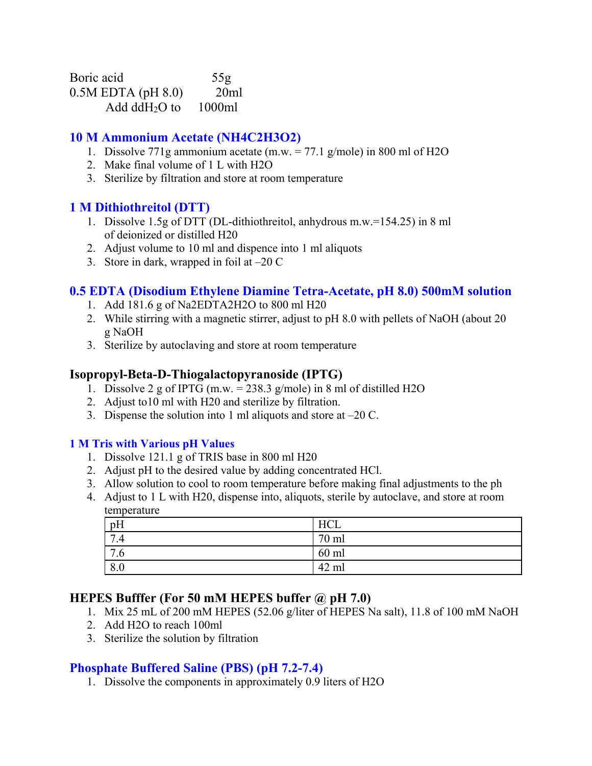| | |
|---|---|
| Boric acid | 55g |
| 0.5M EDTA (pH 8.0) | 20ml |
| Add $ddH_2O$ to | 1000ml |

## 10 M Ammonium Acetate ($NH_4C_2H_3O_2$)

1. Dissolve 771g ammonium acetate (m.w. = 77.1 g/mole) in 800 ml of $H_2O$
2. Make final volume of 1 L with $H_2O$
3. Sterilize by filtration and store at room temperature

## 1 M Dithiothreitol (DTT)

1. Dissolve 1.5g of DTT (DL-dithiothreitol, anhydrous m.w.=154.25) in 8 ml of deionized or distilled H20
2. Adjust volume to 10 ml and dispence into 1 ml aliquots
3. Store in dark, wrapped in foil at –20 C

## 0.5 EDTA (Disodium Ethylene Diamine Tetra-Acetate, pH 8.0) 500mM solution

1. Add 181.6 g of $Na_2EDTA2H_2O$ to 800 ml H20
2. While stirring with a magnetic stirrer, adjust to pH 8.0 with pellets of NaOH (about 20 g NaOH
3. Sterilize by autoclaving and store at room temperature

## Isopropyl-Beta-D-Thiogalactopyranoside (IPTG)

1. Dissolve 2 g of IPTG (m.w. = 238.3 g/mole) in 8 ml of distilled $H_2O$
2. Adjust to10 ml with H20 and sterilize by filtration.
3. Dispense the solution into 1 ml aliquots and store at –20 C.

### 1 M Tris with Various pH Values

1. Dissolve 121.1 g of TRIS base in 800 ml H20
2. Adjust pH to the desired value by adding concentrated HCl.
3. Allow solution to cool to room temperature before making final adjustments to the ph
4. Adjust to 1 L with H20, dispense into, aliquots, sterile by autoclave, and store at room temperature

| pH | HCL |
|---|---|
| 7.4 | 70 ml |
| 7.6 | 60 ml |
| 8.0 | 42 ml |

## HEPES Bufffer (For 50 mM HEPES buffer @ pH 7.0)

1. Mix 25 mL of 200 mM HEPES (52.06 g/liter of HEPES Na salt), 11.8 of 100 mM NaOH
2. Add H2O to reach 100ml
3. Sterilize the solution by filtration

## Phosphate Buffered Saline (PBS) (pH 7.2-7.4)

1. Dissolve the components in approximately 0.9 liters of $H_2O$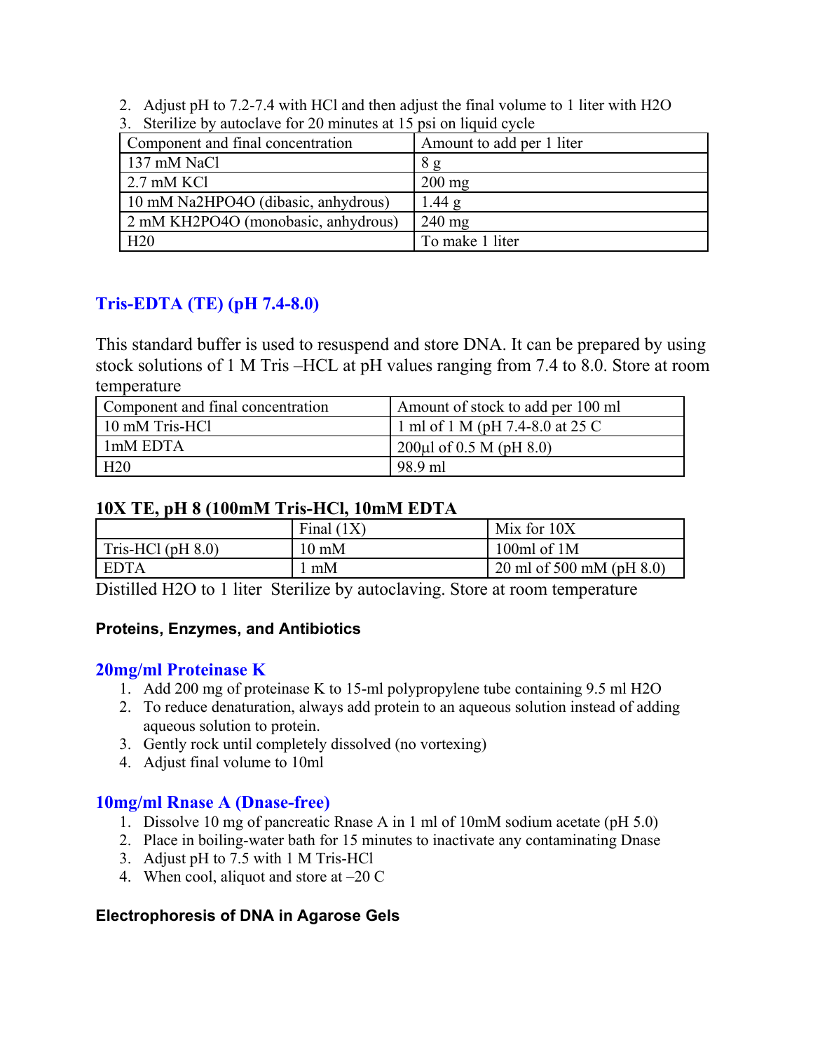2. Adjust pH to 7.2-7.4 with HCl and then adjust the final volume to 1 liter with H2O
3. Sterilize by autoclave for 20 minutes at 15 psi on liquid cycle

| Component and final concentration | Amount to add per 1 liter |
| --- | --- |
| 137 mM NaCl | 8 g |
| 2.7 mM KCl | 200 mg |
| 10 mM Na2HPO4O (dibasic, anhydrous) | 1.44 g |
| 2 mM KH2PO4O (monobasic, anhydrous) | 240 mg |
| H20 | To make 1 liter |

## Tris-EDTA (TE) (pH 7.4-8.0)

This standard buffer is used to resuspend and store DNA. It can be prepared by using stock solutions of 1 M Tris –HCL at pH values ranging from 7.4 to 8.0. Store at room temperature

| Component and final concentration | Amount of stock to add per 100 ml |
| --- | --- |
| 10 mM Tris-HCl | 1 ml of 1 M (pH 7.4-8.0 at 25 C |
| 1mM EDTA | 200µl of 0.5 M (pH 8.0) |
| H20 | 98.9 ml |

### 10X TE, pH 8 (100mM Tris-HCl, 10mM EDTA

| | Final (1X) | Mix for 10X |
| --- | --- | --- |
| Tris-HCl (pH 8.0) | 10 mM | 100ml of 1M |
| EDTA | 1 mM | 20 ml of 500 mM (pH 8.0) |

Distilled H2O to 1 liter Sterilize by autoclaving. Store at room temperature

### Proteins, Enzymes, and Antibiotics

## 20mg/ml Proteinase K

1. Add 200 mg of proteinase K to 15-ml polypropylene tube containing 9.5 ml H2O
2. To reduce denaturation, always add protein to an aqueous solution instead of adding aqueous solution to protein.
3. Gently rock until completely dissolved (no vortexing)
4. Adjust final volume to 10ml

## 10mg/ml Rnase A (Dnase-free)

1. Dissolve 10 mg of pancreatic Rnase A in 1 ml of 10mM sodium acetate (pH 5.0)
2. Place in boiling-water bath for 15 minutes to inactivate any contaminating Dnase
3. Adjust pH to 7.5 with 1 M Tris-HCl
4. When cool, aliquot and store at –20 C

### Electrophoresis of DNA in Agarose Gels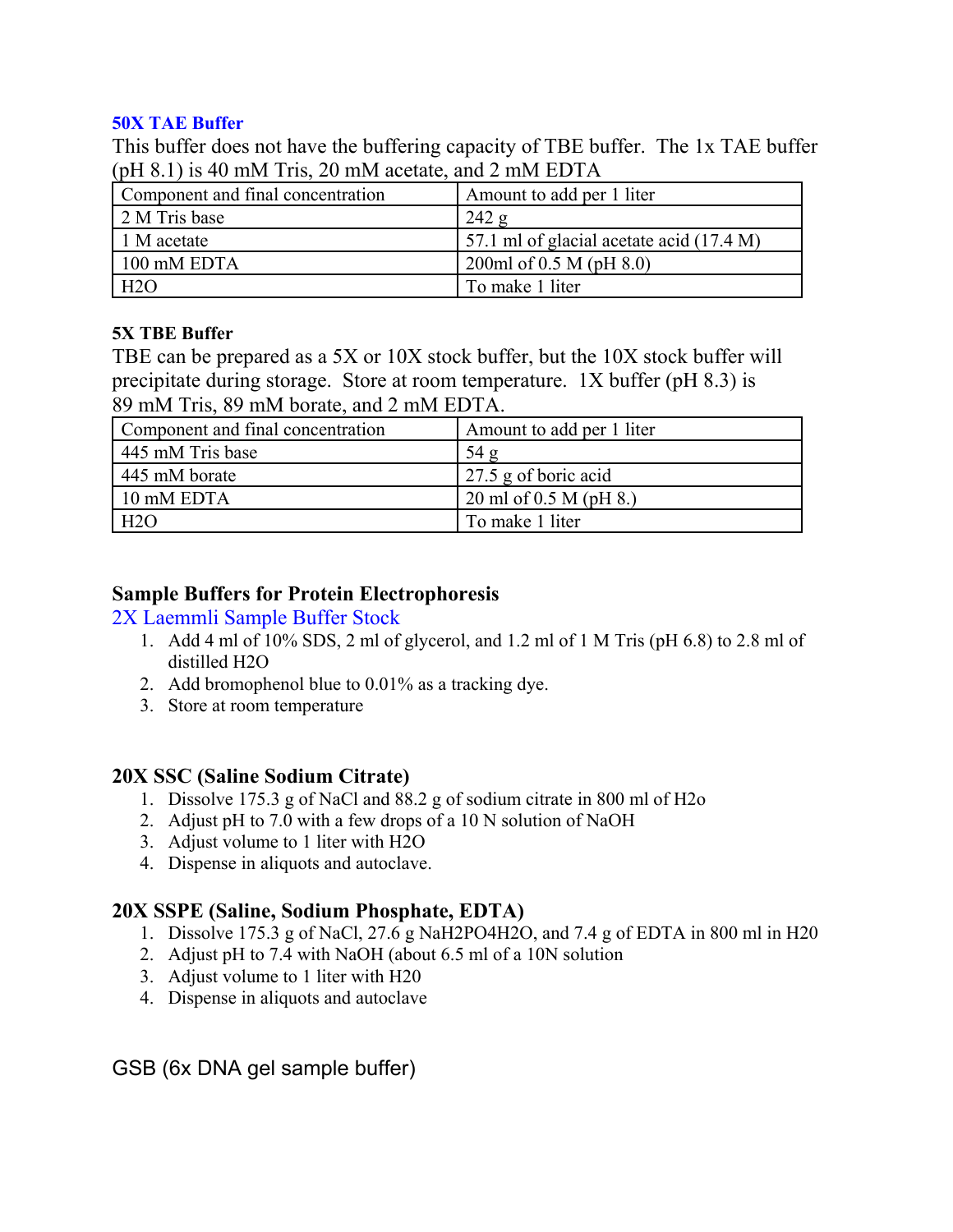### 50X TAE Buffer

This buffer does not have the buffering capacity of TBE buffer. The 1x TAE buffer (pH 8.1) is 40 mM Tris, 20 mM acetate, and 2 mM EDTA

| Component and final concentration | Amount to add per 1 liter |
|---|---|
| 2 M Tris base | 242 g |
| 1 M acetate | 57.1 ml of glacial acetate acid (17.4 M) |
| 100 mM EDTA | 200ml of 0.5 M (pH 8.0) |
| $H_2O$ | To make 1 liter |

#### 5X TBE Buffer

TBE can be prepared as a 5X or 10X stock buffer, but the 10X stock buffer will precipitate during storage. Store at room temperature. 1X buffer (pH 8.3) is 89 mM Tris, 89 mM borate, and 2 mM EDTA.

| Component and final concentration | Amount to add per 1 liter |
|---|---|
| 445 mM Tris base | 54 g |
| 445 mM borate | 27.5 g of boric acid |
| 10 mM EDTA | 20 ml of 0.5 M (pH 8.) |
| $H_2O$ | To make 1 liter |

## Sample Buffers for Protein Electrophoresis

### 2X Laemmli Sample Buffer Stock

1. Add 4 ml of 10% SDS, 2 ml of glycerol, and 1.2 ml of 1 M Tris (pH 6.8) to 2.8 ml of distilled $H_2O$
2. Add bromophenol blue to 0.01% as a tracking dye.
3. Store at room temperature

## 20X SSC (Saline Sodium Citrate)

1. Dissolve 175.3 g of NaCl and 88.2 g of sodium citrate in 800 ml of H2o
2. Adjust pH to 7.0 with a few drops of a 10 N solution of NaOH
3. Adjust volume to 1 liter with $H_2O$
4. Dispense in aliquots and autoclave.

## 20X SSPE (Saline, Sodium Phosphate, EDTA)

1. Dissolve 175.3 g of NaCl, 27.6 g $NaH_2PO_4H_2O$, and 7.4 g of EDTA in 800 ml in H20
2. Adjust pH to 7.4 with NaOH (about 6.5 ml of a 10N solution
3. Adjust volume to 1 liter with H20
4. Dispense in aliquots and autoclave

## GSB (6x DNA gel sample buffer)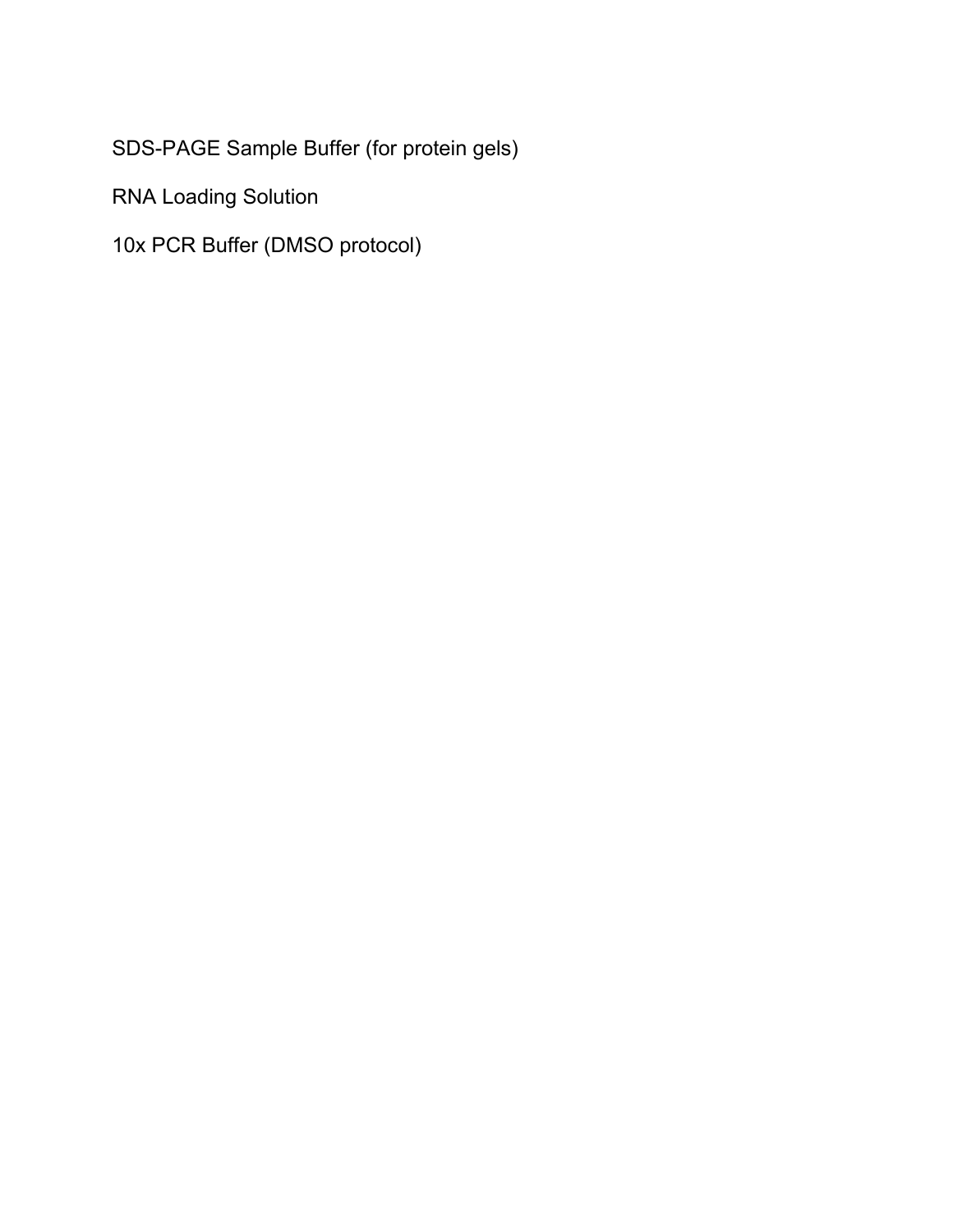SDS-PAGE Sample Buffer (for protein gels)

RNA Loading Solution

10x PCR Buffer (DMSO protocol)